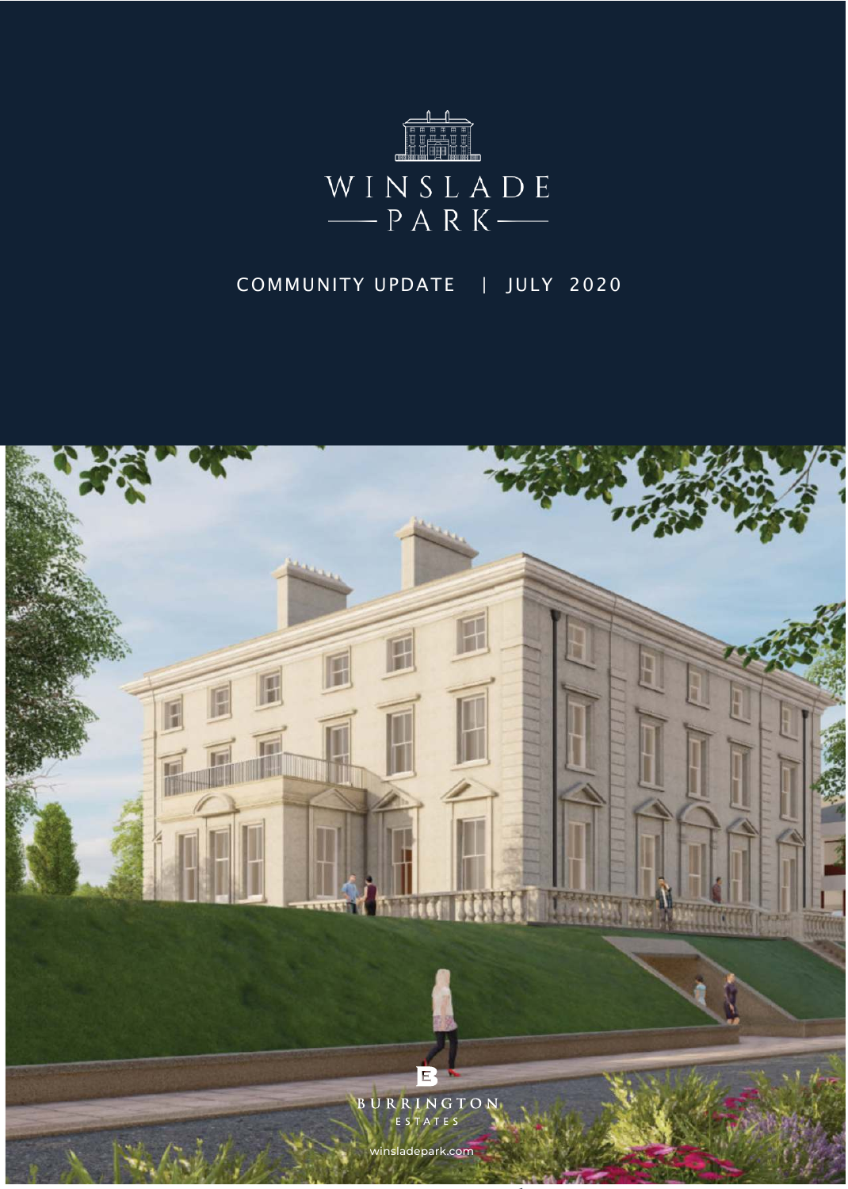# WINSLADE PARK

COMMUNITY UPDATE | JULY 2020

BURRINGTON ESTATES

winsladepark.com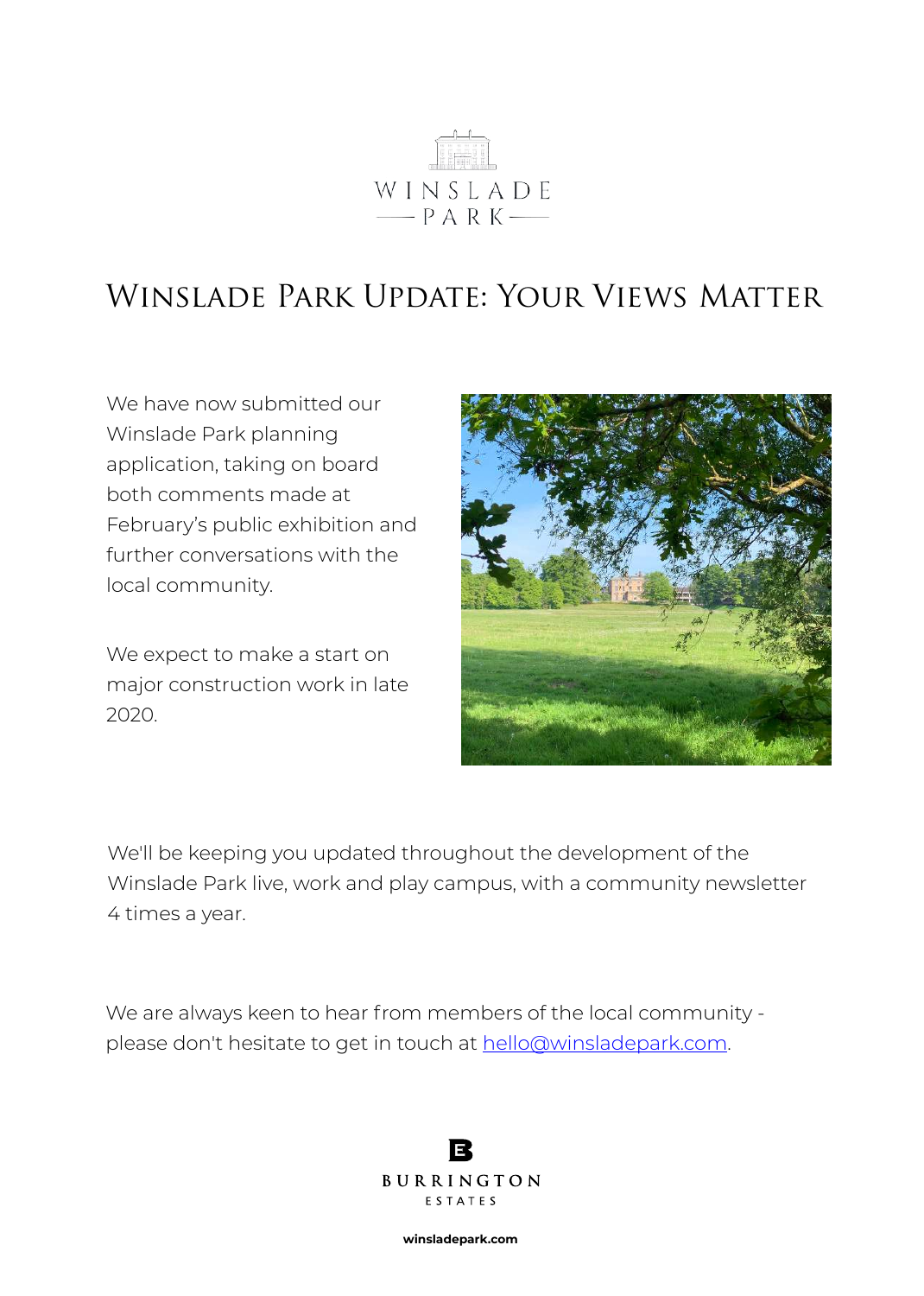WINSLADE PARK

# Winslade Park Update: Your Views Matter

We have now submitted our Winslade Park planning application, taking on board both comments made at February's public exhibition and further conversations with the local community.

We expect to make a start on major construction work in late 2020.

We'll be keeping you updated throughout the development of the Winslade Park live, work and play campus, with a community newsletter 4 times a year.

We are always keen to hear from members of the local community - please don't hesitate to get in touch at hello@winsladepark.com.

BURRINGTON ESTATES

**winsladepark.com**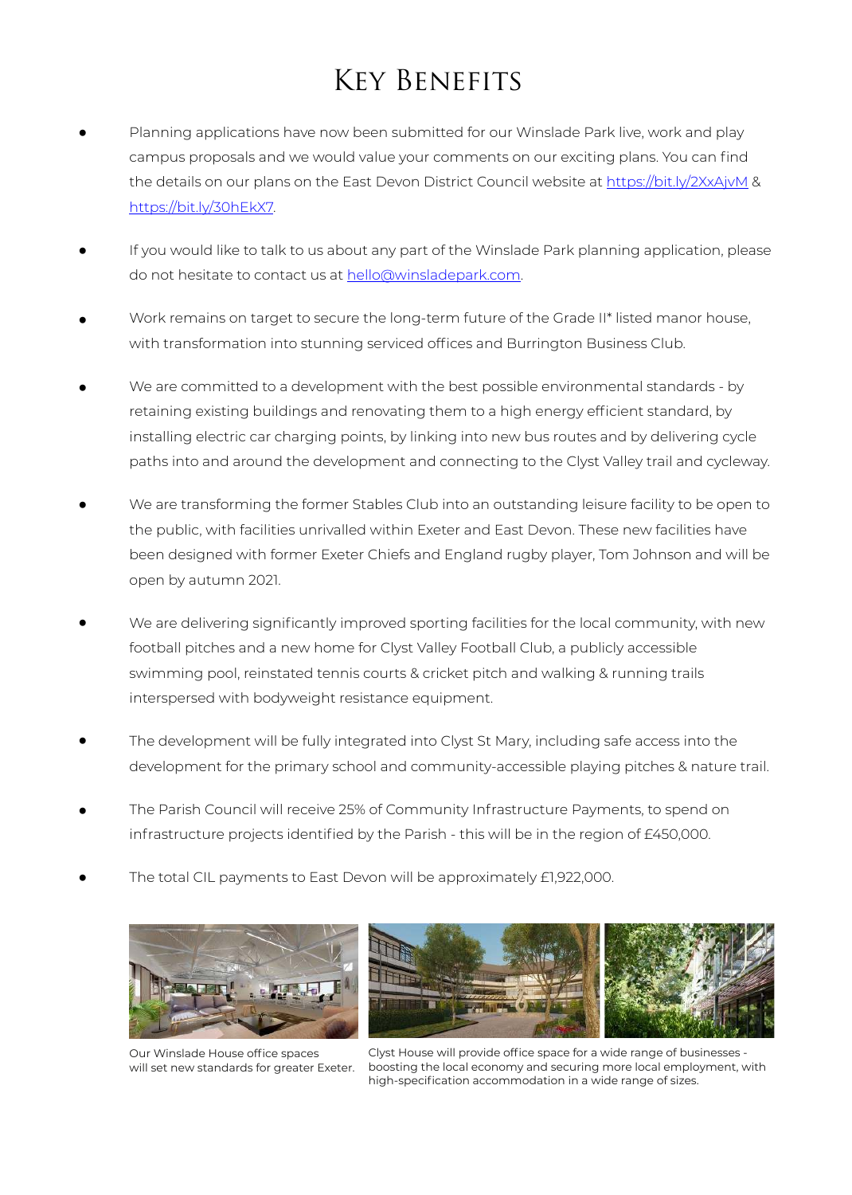# Key Benefits

- Planning applications have now been submitted for our Winslade Park live, work and play campus proposals and we would value your comments on our exciting plans. You can find the details on our plans on the East Devon District Council website at https://bit.ly/2XxAjvM & https://bit.ly/30hEkX7.
- If you would like to talk to us about any part of the Winslade Park planning application, please do not hesitate to contact us at hello@winsladepark.com.
- Work remains on target to secure the long-term future of the Grade II* listed manor house, with transformation into stunning serviced offices and Burrington Business Club.
- We are committed to a development with the best possible environmental standards - by retaining existing buildings and renovating them to a high energy efficient standard, by installing electric car charging points, by linking into new bus routes and by delivering cycle paths into and around the development and connecting to the Clyst Valley trail and cycleway.
- We are transforming the former Stables Club into an outstanding leisure facility to be open to the public, with facilities unrivalled within Exeter and East Devon. These new facilities have been designed with former Exeter Chiefs and England rugby player, Tom Johnson and will be open by autumn 2021.
- We are delivering significantly improved sporting facilities for the local community, with new football pitches and a new home for Clyst Valley Football Club, a publicly accessible swimming pool, reinstated tennis courts & cricket pitch and walking & running trails interspersed with bodyweight resistance equipment.
- The development will be fully integrated into Clyst St Mary, including safe access into the development for the primary school and community-accessible playing pitches & nature trail.
- The Parish Council will receive 25% of Community Infrastructure Payments, to spend on infrastructure projects identified by the Parish - this will be in the region of £450,000.
- The total CIL payments to East Devon will be approximately £1,922,000.

Our Winslade House office spaces will set new standards for greater Exeter.

Clyst House will provide office space for a wide range of businesses - boosting the local economy and securing more local employment, with high-specification accommodation in a wide range of sizes.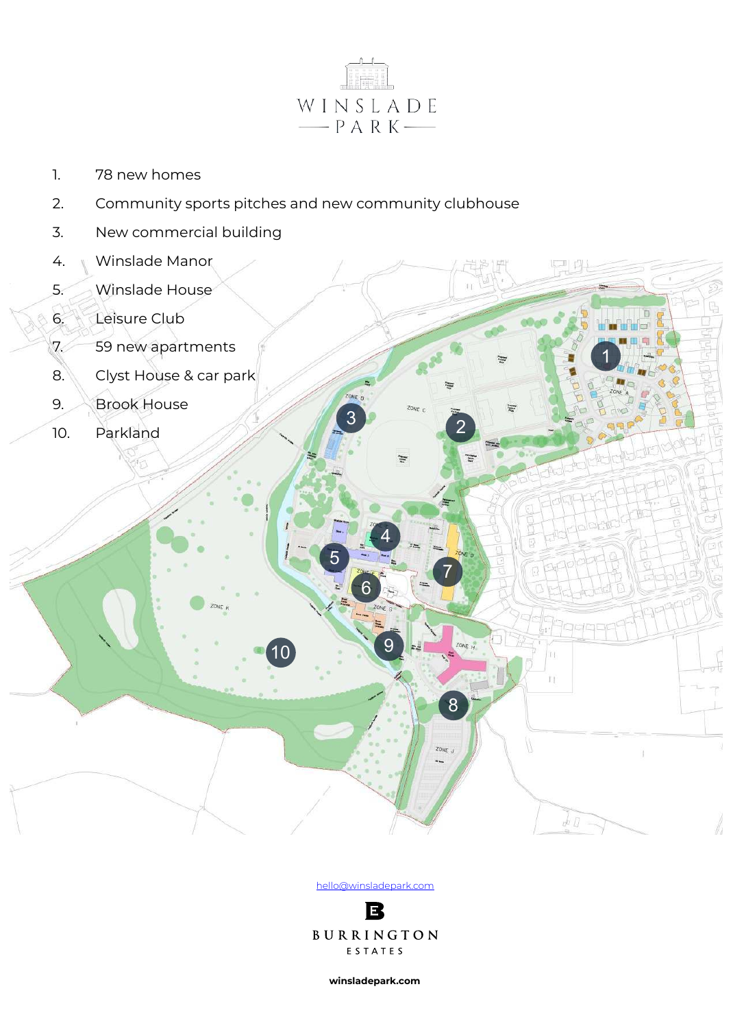WINSLADE PARK

1. 78 new homes
2. Community sports pitches and new community clubhouse
3. New commercial building
4. Winslade Manor
5. Winslade House
6. Leisure Club
7. 59 new apartments
8. Clyst House & car park
9. Brook House
10. Parkland

hello@winsladepark.com

BURRINGTON ESTATES

winsladepark.com